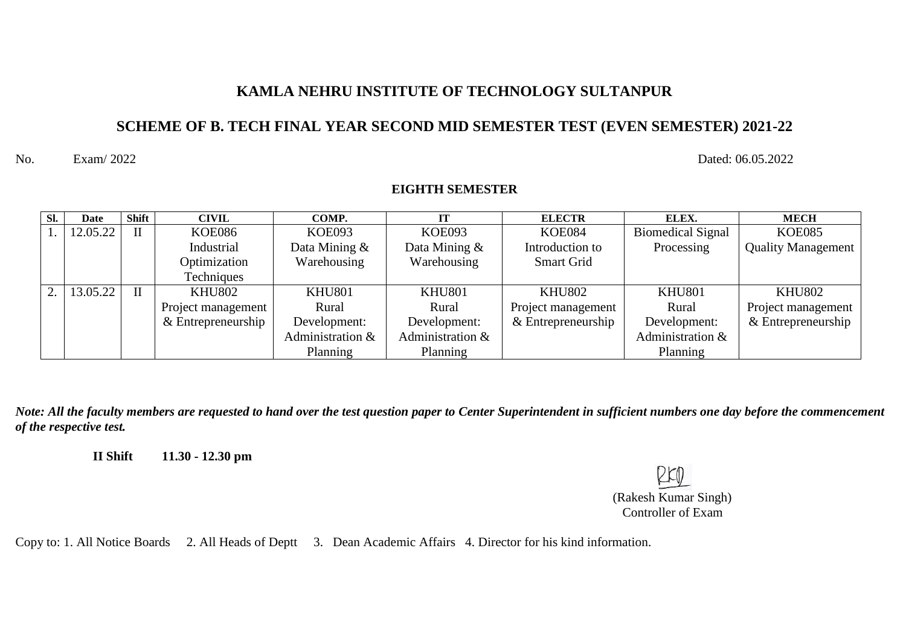# KAMLA NEHRU INSTITUTE OF TECHNOLOGY SULTANPUR

## SCHEME OF B. TECH FINAL YEAR SECOND MID SEMESTER TEST (EVEN SEMESTER) 2021-22

No. Exam/ 2022 Dated: 06.05.2022

### EIGHTH SEMESTER

| Sl. | Date | Shift | CIVIL | COMP. | IT | ELECTR | ELEX. | MECH |
|---|---|---|---|---|---|---|---|---|
| 1. | 12.05.22 | II | KOE086 Industrial Optimization Techniques | KOE093 Data Mining & Warehousing | KOE093 Data Mining & Warehousing | KOE084 Introduction to Smart Grid | Biomedical Signal Processing | KOE085 Quality Management |
| 2. | 13.05.22 | II | KHU802 Project management & Entrepreneurship | KHU801 Rural Development: Administration & Planning | KHU801 Rural Development: Administration & Planning | KHU802 Project management & Entrepreneurship | KHU801 Rural Development: Administration & Planning | KHU802 Project management & Entrepreneurship |

***Note: All the faculty members are requested to hand over the test question paper to Center Superintendent in sufficient numbers one day before the commencement of the respective test.***

**II Shift 11.30 - 12.30 pm**

RKD
(Rakesh Kumar Singh)
Controller of Exam

Copy to: 1. All Notice Boards 2. All Heads of Deptt 3. Dean Academic Affairs 4. Director for his kind information.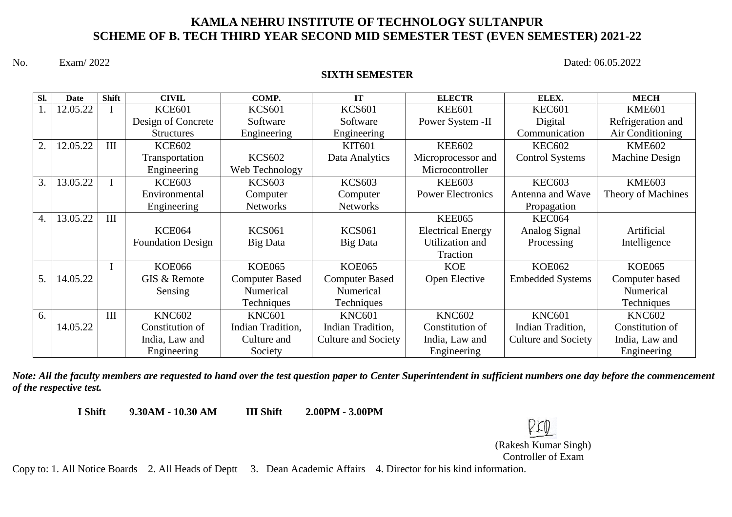# KAMLA NEHRU INSTITUTE OF TECHNOLOGY SULTANPUR
## SCHEME OF B. TECH THIRD YEAR SECOND MID SEMESTER TEST (EVEN SEMESTER) 2021-22

No. Exam/ 2022 Dated: 06.05.2022

**SIXTH SEMESTER**

| Sl. | Date | Shift | CIVIL | COMP. | IT | ELECTR | ELEX. | MECH |
|---|---|---|---|---|---|---|---|---|
| 1. | 12.05.22 | I | KCE601 Design of Concrete Structures | KCS601 Software Engineering | KCS601 Software Engineering | KEE601 Power System -II | KEC601 Digital Communication | KME601 Refrigeration and Air Conditioning |
| 2. | 12.05.22 | III | KCE602 Transportation Engineering | KCS602 Web Technology | KIT601 Data Analytics | KEE602 Microprocessor and Microcontroller | KEC602 Control Systems | KME602 Machine Design |
| 3. | 13.05.22 | I | KCE603 Environmental Engineering | KCS603 Computer Networks | KCS603 Computer Networks | KEE603 Power Electronics | KEC603 Antenna and Wave Propagation | KME603 Theory of Machines |
| 4. | 13.05.22 | III | KCE064 Foundation Design | KCS061 Big Data | KCS061 Big Data | KEE065 Electrical Energy Utilization and Traction | KEC064 Analog Signal Processing | Artificial Intelligence |
| 5. | 14.05.22 | I | KOE066 GIS & Remote Sensing | KOE065 Computer Based Numerical Techniques | KOE065 Computer Based Numerical Techniques | KOE Open Elective | KOE062 Embedded Systems | KOE065 Computer based Numerical Techniques |
| 6. | 14.05.22 | III | KNC602 Constitution of India, Law and Engineering | KNC601 Indian Tradition, Culture and Society | KNC601 Indian Tradition, Culture and Society | KNC602 Constitution of India, Law and Engineering | KNC601 Indian Tradition, Culture and Society | KNC602 Constitution of India, Law and Engineering |

***Note: All the faculty members are requested to hand over the test question paper to Center Superintendent in sufficient numbers one day before the commencement of the respective test.***

**I Shift 9.30AM - 10.30 AM III Shift 2.00PM - 3.00PM**

(Rakesh Kumar Singh)
Controller of Exam

Copy to: 1. All Notice Boards 2. All Heads of Deptt 3. Dean Academic Affairs 4. Director for his kind information.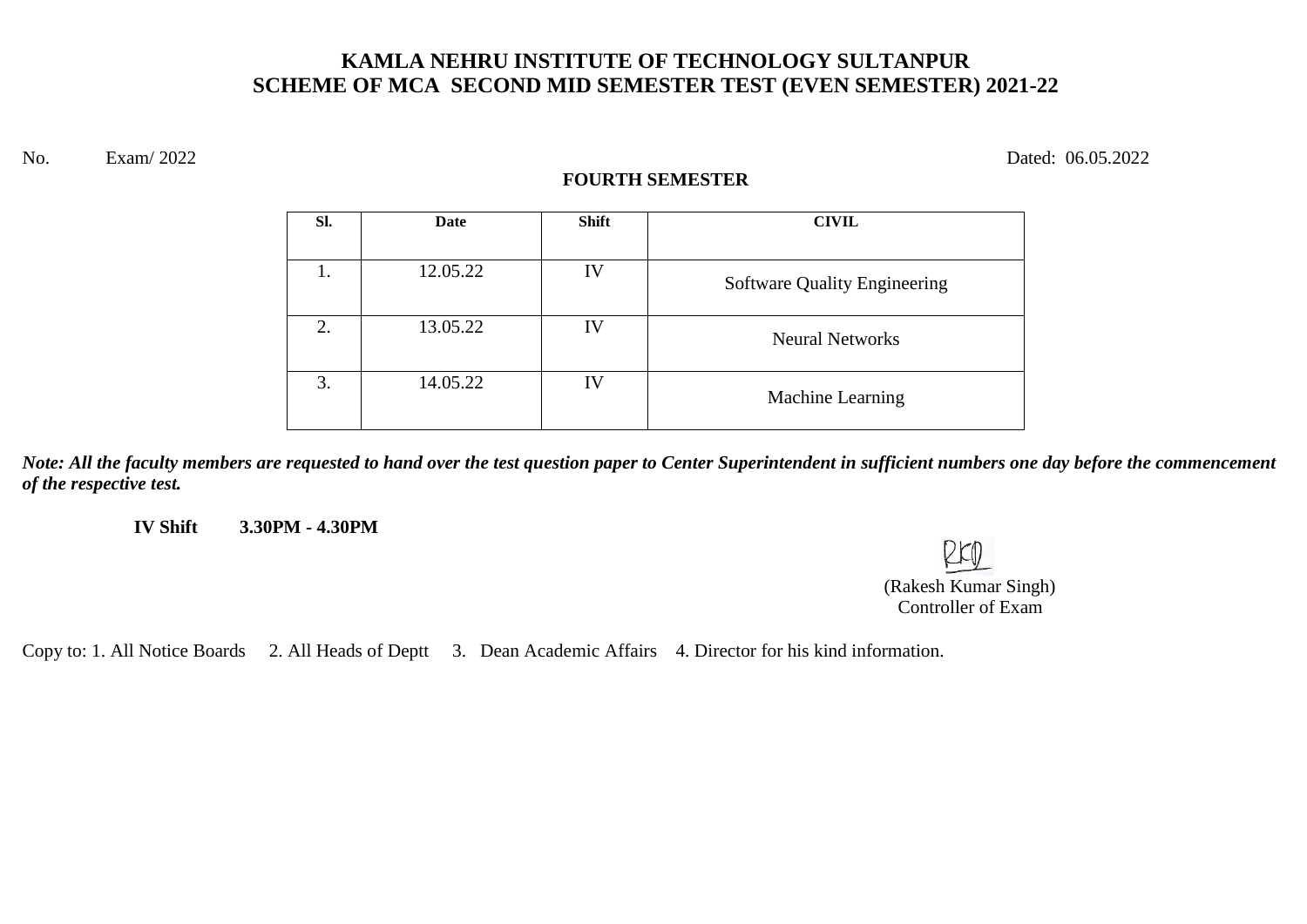# KAMLA NEHRU INSTITUTE OF TECHNOLOGY SULTANPUR
## SCHEME OF MCA SECOND MID SEMESTER TEST (EVEN SEMESTER) 2021-22

No. Exam/ 2022 Dated: 06.05.2022

**FOURTH SEMESTER**

| Sl. | Date | Shift | CIVIL |
|---|---|---|---|
| 1. | 12.05.22 | IV | Software Quality Engineering |
| 2. | 13.05.22 | IV | Neural Networks |
| 3. | 14.05.22 | IV | Machine Learning |

***Note: All the faculty members are requested to hand over the test question paper to Center Superintendent in sufficient numbers one day before the commencement of the respective test.***

**IV Shift 3.30PM - 4.30PM**

RKS

(Rakesh Kumar Singh)
Controller of Exam

Copy to: 1. All Notice Boards 2. All Heads of Deptt 3. Dean Academic Affairs 4. Director for his kind information.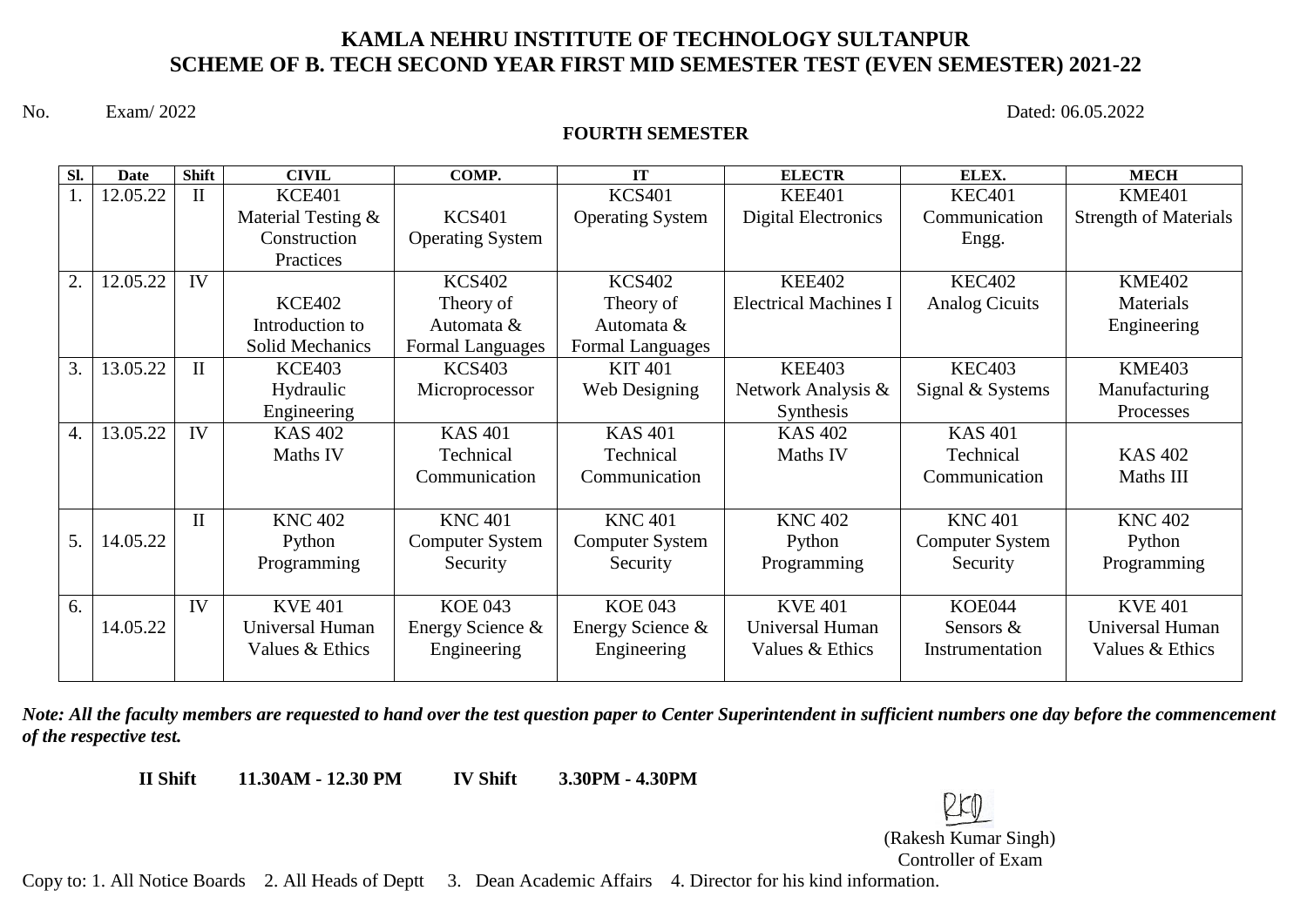# KAMLA NEHRU INSTITUTE OF TECHNOLOGY SULTANPUR
## SCHEME OF B. TECH SECOND YEAR FIRST MID SEMESTER TEST (EVEN SEMESTER) 2021-22

No. Exam/ 2022 Dated: 06.05.2022

**FOURTH SEMESTER**

| Sl. | Date | Shift | CIVIL | COMP. | IT | ELECTR | ELEX. | MECH |
|---|---|---|---|---|---|---|---|---|
| 1. | 12.05.22 | II | KCE401 Material Testing & Construction Practices | KCS401 Operating System | KCS401 Operating System | KEE401 Digital Electronics | KEC401 Communication Engg. | KME401 Strength of Materials |
| 2. | 12.05.22 | IV | KCE402 Introduction to Solid Mechanics | KCS402 Theory of Automata & Formal Languages | KCS402 Theory of Automata & Formal Languages | KEE402 Electrical Machines I | KEC402 Analog Cicuits | KME402 Materials Engineering |
| 3. | 13.05.22 | II | KCE403 Hydraulic Engineering | KCS403 Microprocessor | KIT 401 Web Designing | KEE403 Network Analysis & Synthesis | KEC403 Signal & Systems | KME403 Manufacturing Processes |
| 4. | 13.05.22 | IV | KAS 402 Maths IV | KAS 401 Technical Communication | KAS 401 Technical Communication | KAS 402 Maths IV | KAS 401 Technical Communication | KAS 402 Maths III |
| 5. | 14.05.22 | II | KNC 402 Python Programming | KNC 401 Computer System Security | KNC 401 Computer System Security | KNC 402 Python Programming | KNC 401 Computer System Security | KNC 402 Python Programming |
| 6. | 14.05.22 | IV | KVE 401 Universal Human Values & Ethics | KOE 043 Energy Science & Engineering | KOE 043 Energy Science & Engineering | KVE 401 Universal Human Values & Ethics | KOE044 Sensors & Instrumentation | KVE 401 Universal Human Values & Ethics |

***Note: All the faculty members are requested to hand over the test question paper to Center Superintendent in sufficient numbers one day before the commencement of the respective test.***

**II Shift 11.30AM - 12.30 PM IV Shift 3.30PM - 4.30PM**

RKS

(Rakesh Kumar Singh)
Controller of Exam

Copy to: 1. All Notice Boards 2. All Heads of Deptt 3. Dean Academic Affairs 4. Director for his kind information.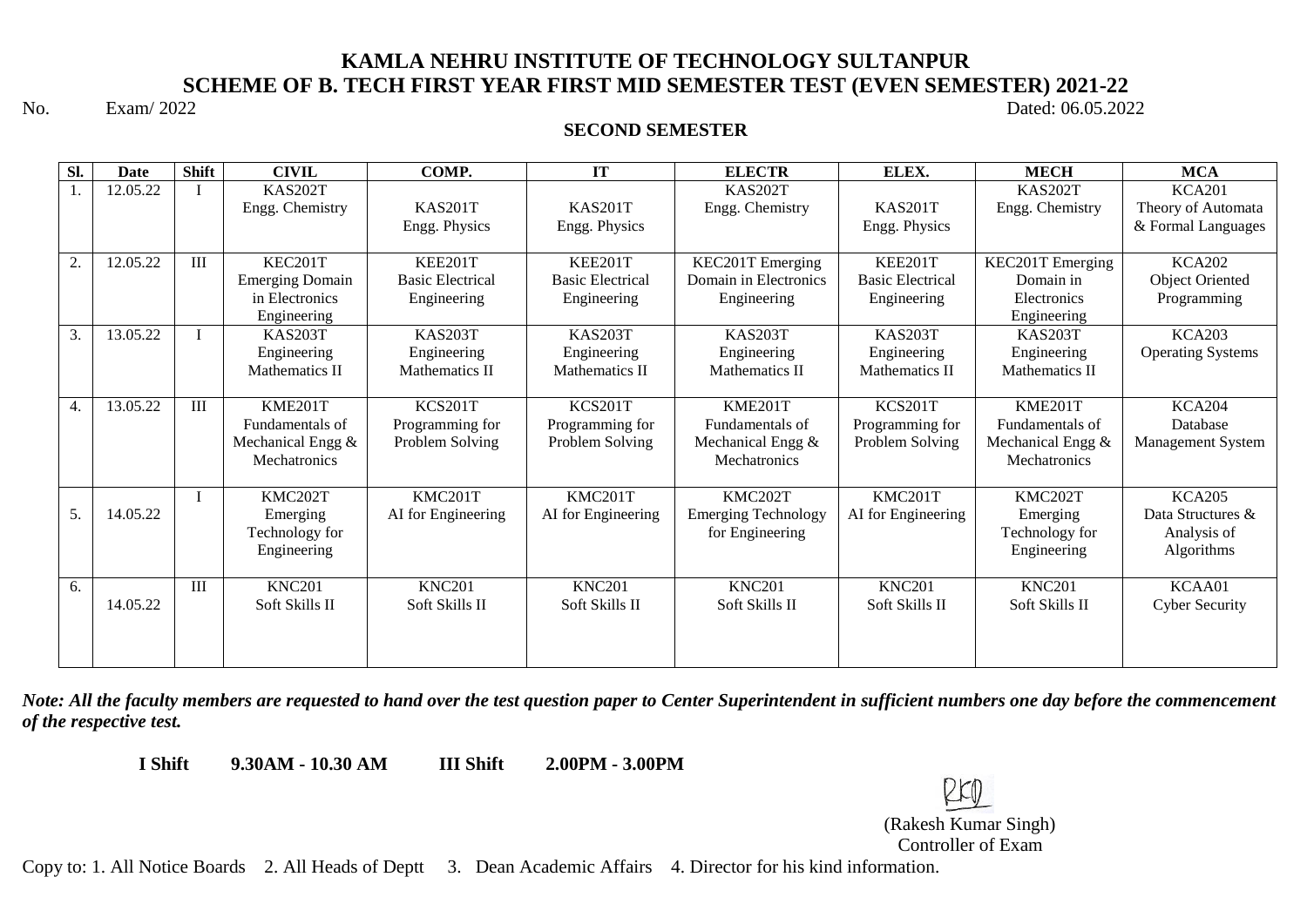# KAMLA NEHRU INSTITUTE OF TECHNOLOGY SULTANPUR
## SCHEME OF B. TECH FIRST YEAR FIRST MID SEMESTER TEST (EVEN SEMESTER) 2021-22

No. Exam/ 2022 Dated: 06.05.2022

**SECOND SEMESTER**

| Sl. | Date | Shift | CIVIL | COMP. | IT | ELECTR | ELEX. | MECH | MCA |
|---|---|---|---|---|---|---|---|---|---|
| 1. | 12.05.22 | I | KAS202T Engg. Chemistry | KAS201T Engg. Physics | KAS201T Engg. Physics | KAS202T Engg. Chemistry | KAS201T Engg. Physics | KAS202T Engg. Chemistry | KCA201 Theory of Automata & Formal Languages |
| 2. | 12.05.22 | III | KEC201T Emerging Domain in Electronics Engineering | KEE201T Basic Electrical Engineering | KEE201T Basic Electrical Engineering | KEC201T Emerging Domain in Electronics Engineering | KEE201T Basic Electrical Engineering | KEC201T Emerging Domain in Electronics Engineering | KCA202 Object Oriented Programming |
| 3. | 13.05.22 | I | KAS203T Engineering Mathematics II | KAS203T Engineering Mathematics II | KAS203T Engineering Mathematics II | KAS203T Engineering Mathematics II | KAS203T Engineering Mathematics II | KAS203T Engineering Mathematics II | KCA203 Operating Systems |
| 4. | 13.05.22 | III | KME201T Fundamentals of Mechanical Engg & Mechatronics | KCS201T Programming for Problem Solving | KCS201T Programming for Problem Solving | KME201T Fundamentals of Mechanical Engg & Mechatronics | KCS201T Programming for Problem Solving | KME201T Fundamentals of Mechanical Engg & Mechatronics | KCA204 Database Management System |
| 5. | 14.05.22 | I | KMC202T Emerging Technology for Engineering | KMC201T AI for Engineering | KMC201T AI for Engineering | KMC202T Emerging Technology for Engineering | KMC201T AI for Engineering | KMC202T Emerging Technology for Engineering | KCA205 Data Structures & Analysis of Algorithms |
| 6. | 14.05.22 | III | KNC201 Soft Skills II | KNC201 Soft Skills II | KNC201 Soft Skills II | KNC201 Soft Skills II | KNC201 Soft Skills II | KNC201 Soft Skills II | KCAA01 Cyber Security |

***Note: All the faculty members are requested to hand over the test question paper to Center Superintendent in sufficient numbers one day before the commencement of the respective test.***

**I Shift 9.30AM - 10.30 AM III Shift 2.00PM - 3.00PM**

(Rakesh Kumar Singh)
Controller of Exam

Copy to: 1. All Notice Boards 2. All Heads of Deptt 3. Dean Academic Affairs 4. Director for his kind information.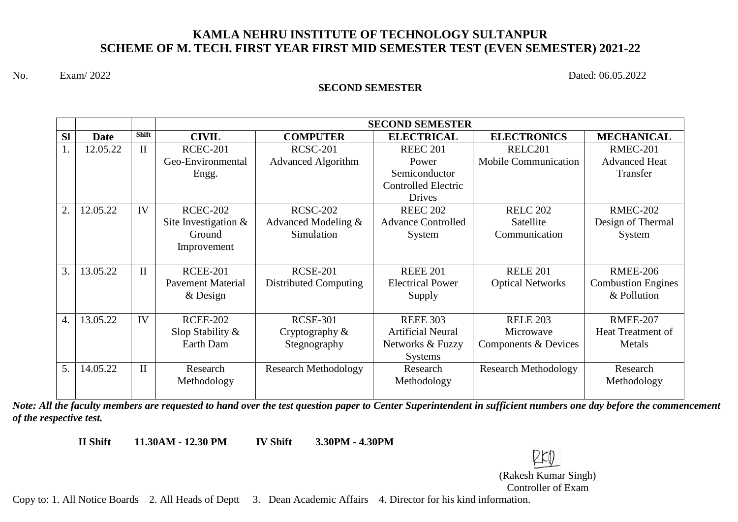## KAMLA NEHRU INSTITUTE OF TECHNOLOGY SULTANPUR
## SCHEME OF M. TECH. FIRST YEAR FIRST MID SEMESTER TEST (EVEN SEMESTER) 2021-22

No. Exam/ 2022 Dated: 06.05.2022

**SECOND SEMESTER**

| | | | SECOND SEMESTER | | | | |
|---|---|---|---|---|---|---|---|
| **Sl** | **Date** | **Shift** | **CIVIL** | **COMPUTER** | **ELECTRICAL** | **ELECTRONICS** | **MECHANICAL** |
| 1. | 12.05.22 | II | RCEC-201 Geo-Environmental Engg. | RCSC-201 Advanced Algorithm | REEC 201 Power Semiconductor Controlled Electric Drives | RELC201 Mobile Communication | RMEC-201 Advanced Heat Transfer |
| 2. | 12.05.22 | IV | RCEC-202 Site Investigation & Ground Improvement | RCSC-202 Advanced Modeling & Simulation | REEC 202 Advance Controlled System | RELC 202 Satellite Communication | RMEC-202 Design of Thermal System |
| 3. | 13.05.22 | II | RCEE-201 Pavement Material & Design | RCSE-201 Distributed Computing | REEE 201 Electrical Power Supply | RELE 201 Optical Networks | RMEE-206 Combustion Engines & Pollution |
| 4. | 13.05.22 | IV | RCEE-202 Slop Stability & Earth Dam | RCSE-301 Cryptography & Stegnography | REEE 303 Artificial Neural Networks & Fuzzy Systems | RELE 203 Microwave Components & Devices | RMEE-207 Heat Treatment of Metals |
| 5. | 14.05.22 | II | Research Methodology | Research Methodology | Research Methodology | Research Methodology | Research Methodology |

***Note: All the faculty members are requested to hand over the test question paper to Center Superintendent in sufficient numbers one day before the commencement of the respective test.***

**II Shift 11.30AM - 12.30 PM IV Shift 3.30PM - 4.30PM**

(Rakesh Kumar Singh)
Controller of Exam

Copy to: 1. All Notice Boards 2. All Heads of Deptt 3. Dean Academic Affairs 4. Director for his kind information.